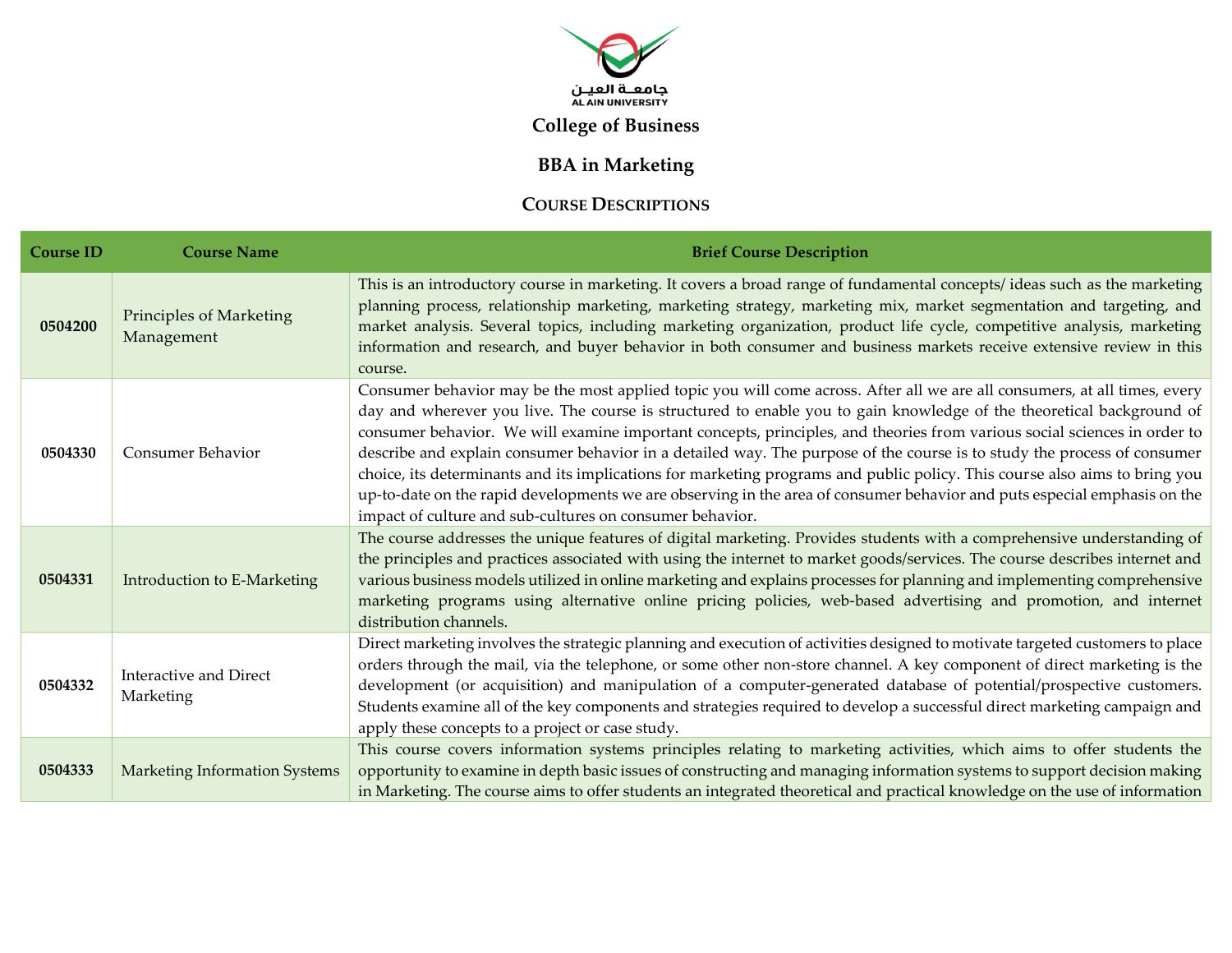جامعـة العيـن
AL AIN UNIVERSITY

# College of Business

## BBA in Marketing

### Course Descriptions

| Course ID | Course Name | Brief Course Description |
|---|---|---|
| **0504200** | Principles of Marketing Management | This is an introductory course in marketing. It covers a broad range of fundamental concepts/ ideas such as the marketing planning process, relationship marketing, marketing strategy, marketing mix, market segmentation and targeting, and market analysis. Several topics, including marketing organization, product life cycle, competitive analysis, marketing information and research, and buyer behavior in both consumer and business markets receive extensive review in this course. |
| **0504330** | Consumer Behavior | Consumer behavior may be the most applied topic you will come across. After all we are all consumers, at all times, every day and wherever you live. The course is structured to enable you to gain knowledge of the theoretical background of consumer behavior. We will examine important concepts, principles, and theories from various social sciences in order to describe and explain consumer behavior in a detailed way. The purpose of the course is to study the process of consumer choice, its determinants and its implications for marketing programs and public policy. This course also aims to bring you up-to-date on the rapid developments we are observing in the area of consumer behavior and puts especial emphasis on the impact of culture and sub-cultures on consumer behavior. |
| **0504331** | Introduction to E-Marketing | The course addresses the unique features of digital marketing. Provides students with a comprehensive understanding of the principles and practices associated with using the internet to market goods/services. The course describes internet and various business models utilized in online marketing and explains processes for planning and implementing comprehensive marketing programs using alternative online pricing policies, web-based advertising and promotion, and internet distribution channels. |
| **0504332** | Interactive and Direct Marketing | Direct marketing involves the strategic planning and execution of activities designed to motivate targeted customers to place orders through the mail, via the telephone, or some other non-store channel. A key component of direct marketing is the development (or acquisition) and manipulation of a computer-generated database of potential/prospective customers. Students examine all of the key components and strategies required to develop a successful direct marketing campaign and apply these concepts to a project or case study. |
| **0504333** | Marketing Information Systems | This course covers information systems principles relating to marketing activities, which aims to offer students the opportunity to examine in depth basic issues of constructing and managing information systems to support decision making in Marketing. The course aims to offer students an integrated theoretical and practical knowledge on the use of information |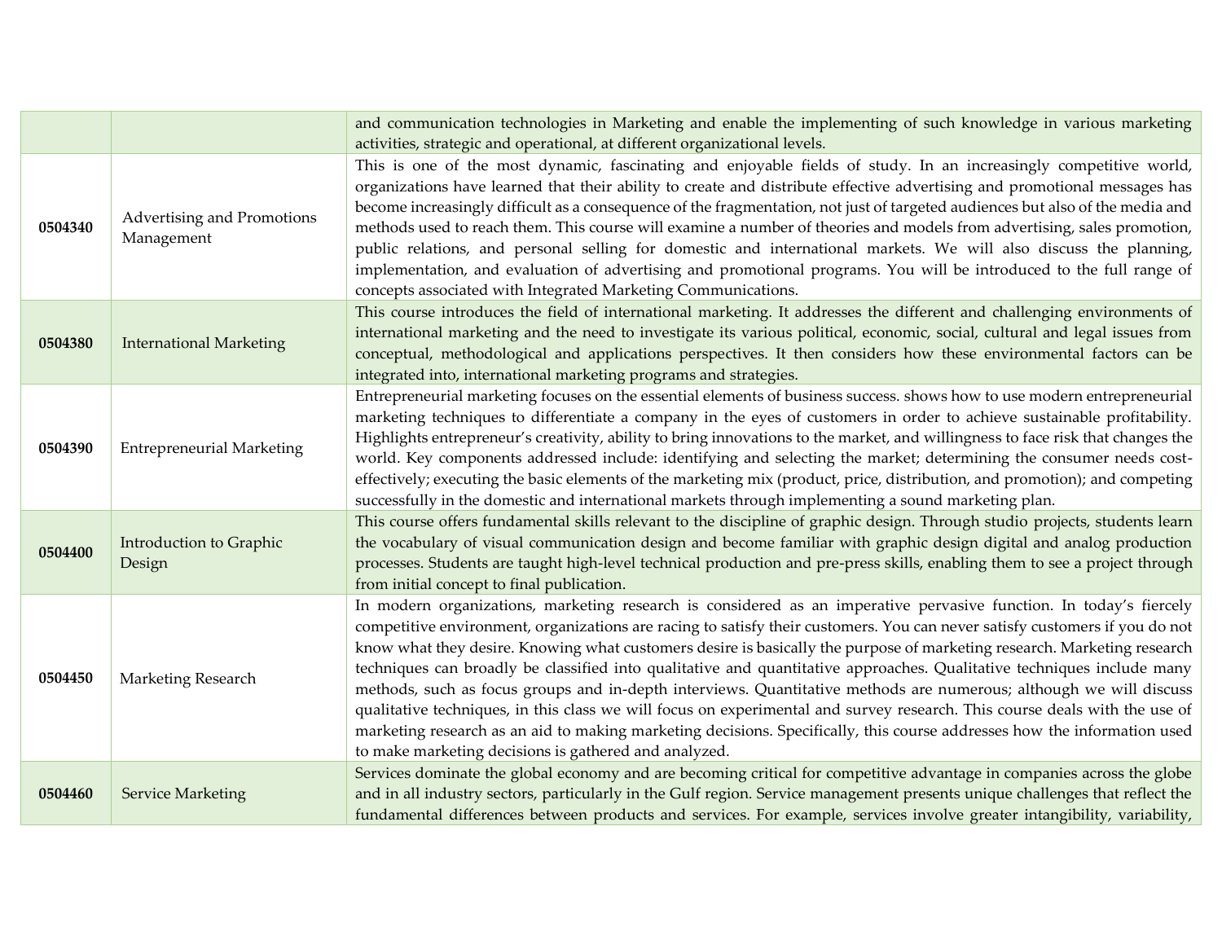| | | |
|---|---|---|
| | | and communication technologies in Marketing and enable the implementing of such knowledge in various marketing activities, strategic and operational, at different organizational levels. |
| **0504340** | Advertising and Promotions Management | This is one of the most dynamic, fascinating and enjoyable fields of study. In an increasingly competitive world, organizations have learned that their ability to create and distribute effective advertising and promotional messages has become increasingly difficult as a consequence of the fragmentation, not just of targeted audiences but also of the media and methods used to reach them. This course will examine a number of theories and models from advertising, sales promotion, public relations, and personal selling for domestic and international markets. We will also discuss the planning, implementation, and evaluation of advertising and promotional programs. You will be introduced to the full range of concepts associated with Integrated Marketing Communications. |
| **0504380** | International Marketing | This course introduces the field of international marketing. It addresses the different and challenging environments of international marketing and the need to investigate its various political, economic, social, cultural and legal issues from conceptual, methodological and applications perspectives. It then considers how these environmental factors can be integrated into, international marketing programs and strategies. |
| **0504390** | Entrepreneurial Marketing | Entrepreneurial marketing focuses on the essential elements of business success. shows how to use modern entrepreneurial marketing techniques to differentiate a company in the eyes of customers in order to achieve sustainable profitability. Highlights entrepreneur's creativity, ability to bring innovations to the market, and willingness to face risk that changes the world. Key components addressed include: identifying and selecting the market; determining the consumer needs cost-effectively; executing the basic elements of the marketing mix (product, price, distribution, and promotion); and competing successfully in the domestic and international markets through implementing a sound marketing plan. |
| **0504400** | Introduction to Graphic Design | This course offers fundamental skills relevant to the discipline of graphic design. Through studio projects, students learn the vocabulary of visual communication design and become familiar with graphic design digital and analog production processes. Students are taught high-level technical production and pre-press skills, enabling them to see a project through from initial concept to final publication. |
| **0504450** | Marketing Research | In modern organizations, marketing research is considered as an imperative pervasive function. In today's fiercely competitive environment, organizations are racing to satisfy their customers. You can never satisfy customers if you do not know what they desire. Knowing what customers desire is basically the purpose of marketing research. Marketing research techniques can broadly be classified into qualitative and quantitative approaches. Qualitative techniques include many methods, such as focus groups and in-depth interviews. Quantitative methods are numerous; although we will discuss qualitative techniques, in this class we will focus on experimental and survey research. This course deals with the use of marketing research as an aid to making marketing decisions. Specifically, this course addresses how the information used to make marketing decisions is gathered and analyzed. |
| **0504460** | Service Marketing | Services dominate the global economy and are becoming critical for competitive advantage in companies across the globe and in all industry sectors, particularly in the Gulf region. Service management presents unique challenges that reflect the fundamental differences between products and services. For example, services involve greater intangibility, variability, |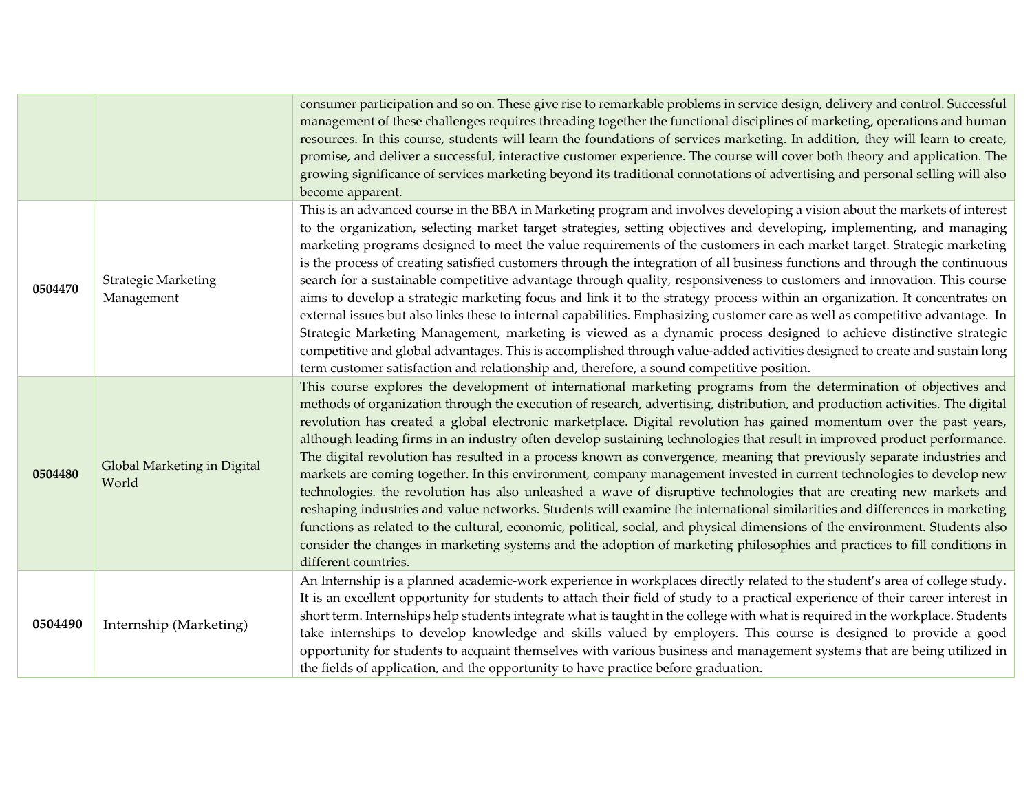| | | |
|---|---|---|
| | | consumer participation and so on. These give rise to remarkable problems in service design, delivery and control. Successful management of these challenges requires threading together the functional disciplines of marketing, operations and human resources. In this course, students will learn the foundations of services marketing. In addition, they will learn to create, promise, and deliver a successful, interactive customer experience. The course will cover both theory and application. The growing significance of services marketing beyond its traditional connotations of advertising and personal selling will also become apparent. |
| **0504470** | Strategic Marketing Management | This is an advanced course in the BBA in Marketing program and involves developing a vision about the markets of interest to the organization, selecting market target strategies, setting objectives and developing, implementing, and managing marketing programs designed to meet the value requirements of the customers in each market target. Strategic marketing is the process of creating satisfied customers through the integration of all business functions and through the continuous search for a sustainable competitive advantage through quality, responsiveness to customers and innovation. This course aims to develop a strategic marketing focus and link it to the strategy process within an organization. It concentrates on external issues but also links these to internal capabilities. Emphasizing customer care as well as competitive advantage. In Strategic Marketing Management, marketing is viewed as a dynamic process designed to achieve distinctive strategic competitive and global advantages. This is accomplished through value-added activities designed to create and sustain long term customer satisfaction and relationship and, therefore, a sound competitive position. |
| **0504480** | Global Marketing in Digital World | This course explores the development of international marketing programs from the determination of objectives and methods of organization through the execution of research, advertising, distribution, and production activities. The digital revolution has created a global electronic marketplace. Digital revolution has gained momentum over the past years, although leading firms in an industry often develop sustaining technologies that result in improved product performance. The digital revolution has resulted in a process known as convergence, meaning that previously separate industries and markets are coming together. In this environment, company management invested in current technologies to develop new technologies. the revolution has also unleashed a wave of disruptive technologies that are creating new markets and reshaping industries and value networks. Students will examine the international similarities and differences in marketing functions as related to the cultural, economic, political, social, and physical dimensions of the environment. Students also consider the changes in marketing systems and the adoption of marketing philosophies and practices to fill conditions in different countries. |
| **0504490** | Internship (Marketing) | An Internship is a planned academic-work experience in workplaces directly related to the student's area of college study. It is an excellent opportunity for students to attach their field of study to a practical experience of their career interest in short term. Internships help students integrate what is taught in the college with what is required in the workplace. Students take internships to develop knowledge and skills valued by employers. This course is designed to provide a good opportunity for students to acquaint themselves with various business and management systems that are being utilized in the fields of application, and the opportunity to have practice before graduation. |